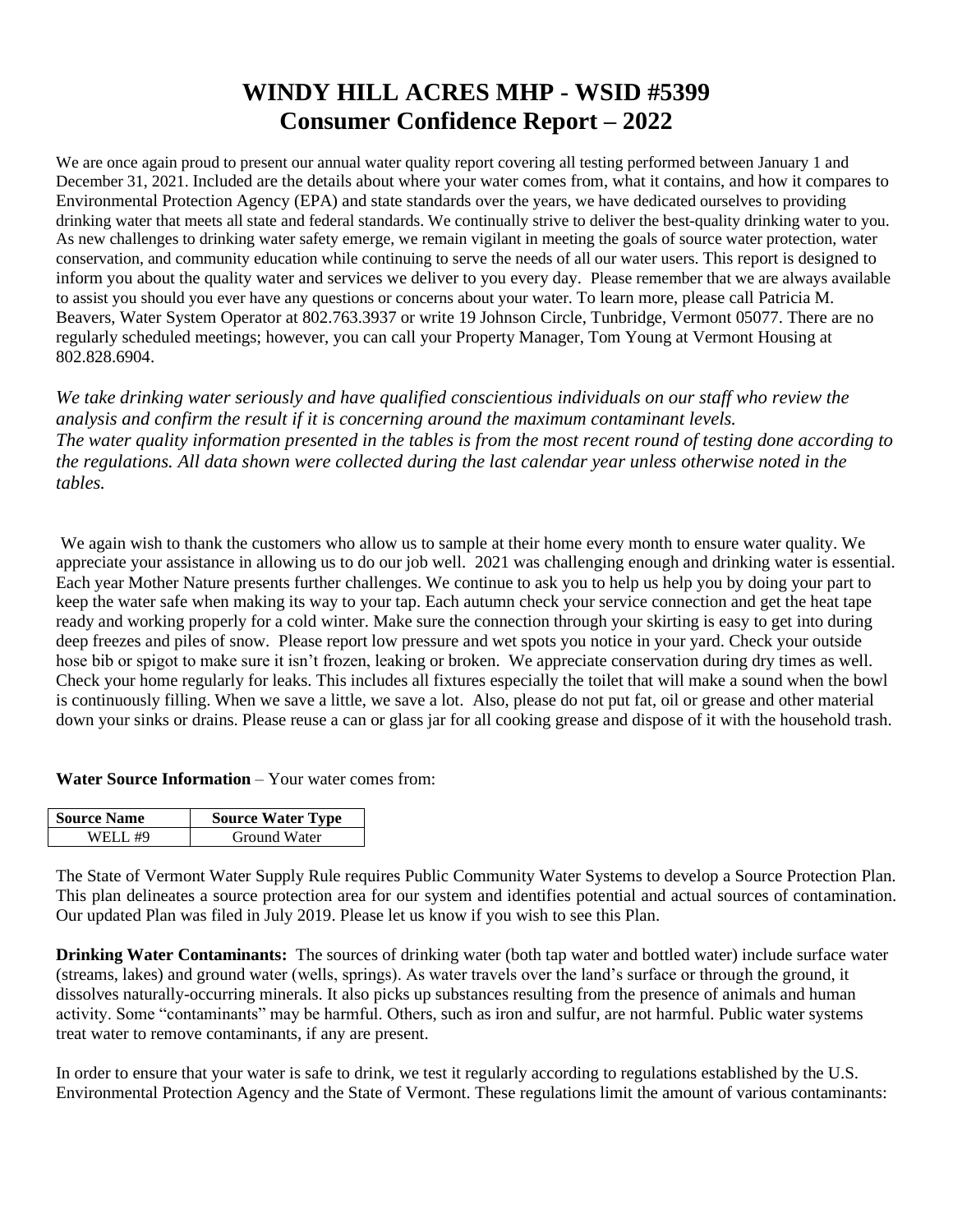# WINDY HILL ACRES MHP - WSID #5399
## Consumer Confidence Report – 2022

We are once again proud to present our annual water quality report covering all testing performed between January 1 and December 31, 2021. Included are the details about where your water comes from, what it contains, and how it compares to Environmental Protection Agency (EPA) and state standards over the years, we have dedicated ourselves to providing drinking water that meets all state and federal standards. We continually strive to deliver the best-quality drinking water to you. As new challenges to drinking water safety emerge, we remain vigilant in meeting the goals of source water protection, water conservation, and community education while continuing to serve the needs of all our water users. This report is designed to inform you about the quality water and services we deliver to you every day. Please remember that we are always available to assist you should you ever have any questions or concerns about your water. To learn more, please call Patricia M. Beavers, Water System Operator at 802.763.3937 or write 19 Johnson Circle, Tunbridge, Vermont 05077. There are no regularly scheduled meetings; however, you can call your Property Manager, Tom Young at Vermont Housing at 802.828.6904.

*We take drinking water seriously and have qualified conscientious individuals on our staff who review the analysis and confirm the result if it is concerning around the maximum contaminant levels.*
*The water quality information presented in the tables is from the most recent round of testing done according to the regulations. All data shown were collected during the last calendar year unless otherwise noted in the tables.*

We again wish to thank the customers who allow us to sample at their home every month to ensure water quality. We appreciate your assistance in allowing us to do our job well. 2021 was challenging enough and drinking water is essential. Each year Mother Nature presents further challenges. We continue to ask you to help us help you by doing your part to keep the water safe when making its way to your tap. Each autumn check your service connection and get the heat tape ready and working properly for a cold winter. Make sure the connection through your skirting is easy to get into during deep freezes and piles of snow. Please report low pressure and wet spots you notice in your yard. Check your outside hose bib or spigot to make sure it isn't frozen, leaking or broken. We appreciate conservation during dry times as well. Check your home regularly for leaks. This includes all fixtures especially the toilet that will make a sound when the bowl is continuously filling. When we save a little, we save a lot. Also, please do not put fat, oil or grease and other material down your sinks or drains. Please reuse a can or glass jar for all cooking grease and dispose of it with the household trash.

**Water Source Information** – Your water comes from:

| Source Name | Source Water Type |
|---|---|
| WELL #9 | Ground Water |

The State of Vermont Water Supply Rule requires Public Community Water Systems to develop a Source Protection Plan. This plan delineates a source protection area for our system and identifies potential and actual sources of contamination. Our updated Plan was filed in July 2019. Please let us know if you wish to see this Plan.

**Drinking Water Contaminants:** The sources of drinking water (both tap water and bottled water) include surface water (streams, lakes) and ground water (wells, springs). As water travels over the land's surface or through the ground, it dissolves naturally-occurring minerals. It also picks up substances resulting from the presence of animals and human activity. Some "contaminants" may be harmful. Others, such as iron and sulfur, are not harmful. Public water systems treat water to remove contaminants, if any are present.

In order to ensure that your water is safe to drink, we test it regularly according to regulations established by the U.S. Environmental Protection Agency and the State of Vermont. These regulations limit the amount of various contaminants: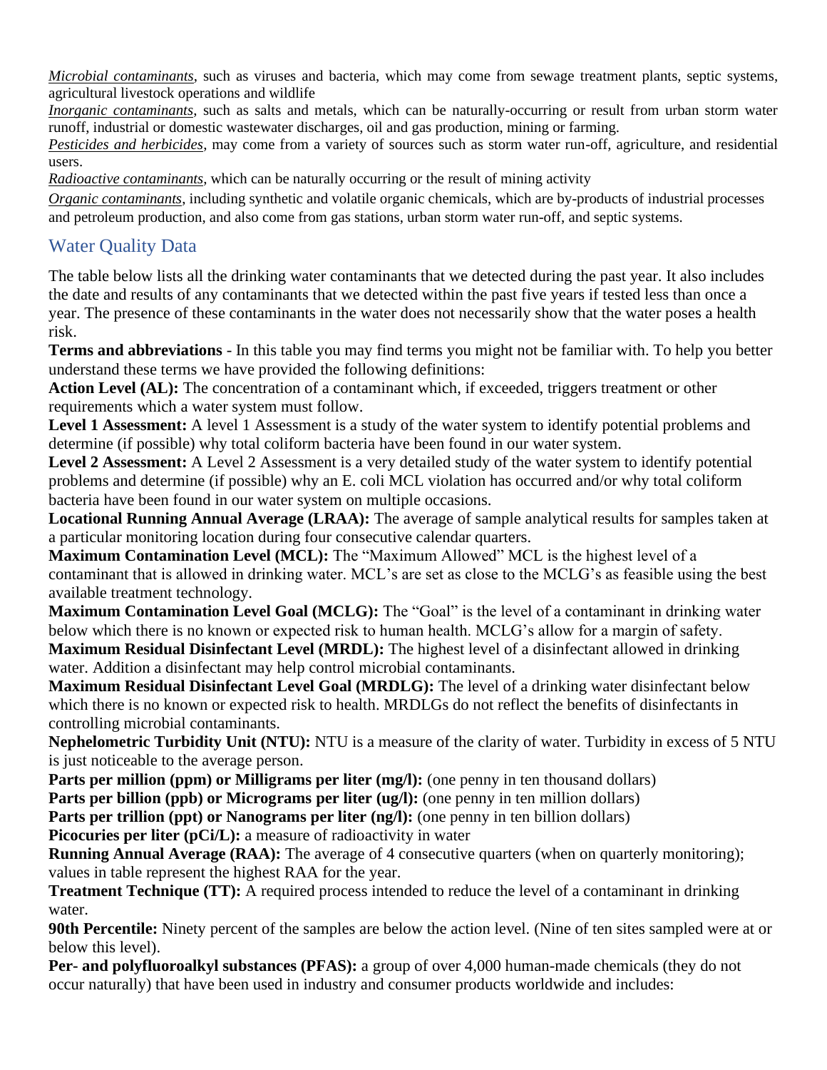*Microbial contaminants*, such as viruses and bacteria, which may come from sewage treatment plants, septic systems, agricultural livestock operations and wildlife

*Inorganic contaminants*, such as salts and metals, which can be naturally-occurring or result from urban storm water runoff, industrial or domestic wastewater discharges, oil and gas production, mining or farming.

*Pesticides and herbicides*, may come from a variety of sources such as storm water run-off, agriculture, and residential users.

*Radioactive contaminants*, which can be naturally occurring or the result of mining activity

*Organic contaminants*, including synthetic and volatile organic chemicals, which are by-products of industrial processes and petroleum production, and also come from gas stations, urban storm water run-off, and septic systems.

## Water Quality Data

The table below lists all the drinking water contaminants that we detected during the past year. It also includes the date and results of any contaminants that we detected within the past five years if tested less than once a year. The presence of these contaminants in the water does not necessarily show that the water poses a health risk.

**Terms and abbreviations** - In this table you may find terms you might not be familiar with. To help you better understand these terms we have provided the following definitions:

**Action Level (AL):** The concentration of a contaminant which, if exceeded, triggers treatment or other requirements which a water system must follow.

**Level 1 Assessment:** A level 1 Assessment is a study of the water system to identify potential problems and determine (if possible) why total coliform bacteria have been found in our water system.

**Level 2 Assessment:** A Level 2 Assessment is a very detailed study of the water system to identify potential problems and determine (if possible) why an E. coli MCL violation has occurred and/or why total coliform bacteria have been found in our water system on multiple occasions.

**Locational Running Annual Average (LRAA):** The average of sample analytical results for samples taken at a particular monitoring location during four consecutive calendar quarters.

**Maximum Contamination Level (MCL):** The "Maximum Allowed" MCL is the highest level of a contaminant that is allowed in drinking water. MCL's are set as close to the MCLG's as feasible using the best available treatment technology.

**Maximum Contamination Level Goal (MCLG):** The "Goal" is the level of a contaminant in drinking water below which there is no known or expected risk to human health. MCLG's allow for a margin of safety.

**Maximum Residual Disinfectant Level (MRDL):** The highest level of a disinfectant allowed in drinking water. Addition a disinfectant may help control microbial contaminants.

**Maximum Residual Disinfectant Level Goal (MRDLG):** The level of a drinking water disinfectant below which there is no known or expected risk to health. MRDLGs do not reflect the benefits of disinfectants in controlling microbial contaminants.

**Nephelometric Turbidity Unit (NTU):** NTU is a measure of the clarity of water. Turbidity in excess of 5 NTU is just noticeable to the average person.

**Parts per million (ppm) or Milligrams per liter (mg/l):** (one penny in ten thousand dollars)

**Parts per billion (ppb) or Micrograms per liter (ug/l):** (one penny in ten million dollars)

**Parts per trillion (ppt) or Nanograms per liter (ng/l):** (one penny in ten billion dollars)

**Picocuries per liter (pCi/L):** a measure of radioactivity in water

**Running Annual Average (RAA):** The average of 4 consecutive quarters (when on quarterly monitoring); values in table represent the highest RAA for the year.

**Treatment Technique (TT):** A required process intended to reduce the level of a contaminant in drinking water.

**90th Percentile:** Ninety percent of the samples are below the action level. (Nine of ten sites sampled were at or below this level).

**Per- and polyfluoroalkyl substances (PFAS):** a group of over 4,000 human-made chemicals (they do not occur naturally) that have been used in industry and consumer products worldwide and includes: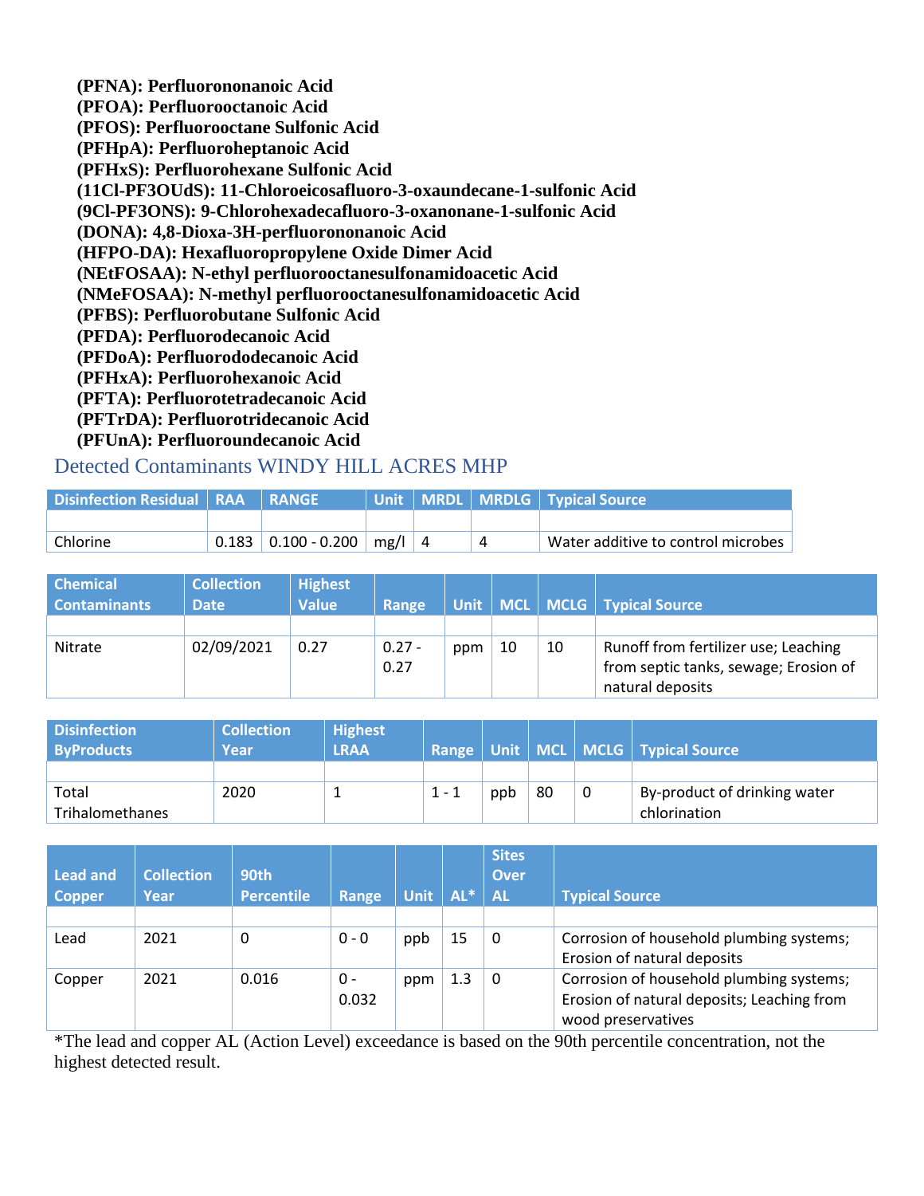**(PFNA): Perfluorononanoic Acid**
**(PFOA): Perfluorooctanoic Acid**
**(PFOS): Perfluorooctane Sulfonic Acid**
**(PFHpA): Perfluoroheptanoic Acid**
**(PFHxS): Perfluorohexane Sulfonic Acid**
**(11Cl-PF3OUdS): 11-Chloroeicosafluoro-3-oxaundecane-1-sulfonic Acid**
**(9Cl-PF3ONS): 9-Chlorohexadecafluoro-3-oxanonane-1-sulfonic Acid**
**(DONA): 4,8-Dioxa-3H-perfluorononanoic Acid**
**(HFPO-DA): Hexafluoropropylene Oxide Dimer Acid**
**(NEtFOSAA): N-ethyl perfluorooctanesulfonamidoacetic Acid**
**(NMeFOSAA): N-methyl perfluorooctanesulfonamidoacetic Acid**
**(PFBS): Perfluorobutane Sulfonic Acid**
**(PFDA): Perfluorodecanoic Acid**
**(PFDoA): Perfluorododecanoic Acid**
**(PFHxA): Perfluorohexanoic Acid**
**(PFTA): Perfluorotetradecanoic Acid**
**(PFTrDA): Perfluorotridecanoic Acid**
**(PFUnA): Perfluoroundecanoic Acid**

## Detected Contaminants WINDY HILL ACRES MHP

| Disinfection Residual | RAA | RANGE | Unit | MRDL | MRDLG | Typical Source |
|---|---|---|---|---|---|---|
| | | | | | | |
| Chlorine | 0.183 | 0.100 - 0.200 | mg/l | 4 | 4 | Water additive to control microbes |

| Chemical Contaminants | Collection Date | Highest Value | Range | Unit | MCL | MCLG | Typical Source |
|---|---|---|---|---|---|---|---|
| | | | | | | | |
| Nitrate | 02/09/2021 | 0.27 | 0.27 - 0.27 | ppm | 10 | 10 | Runoff from fertilizer use; Leaching from septic tanks, sewage; Erosion of natural deposits |

| Disinfection ByProducts | Collection Year | Highest LRAA | Range | Unit | MCL | MCLG | Typical Source |
|---|---|---|---|---|---|---|---|
| | | | | | | | |
| Total Trihalomethanes | 2020 | 1 | 1 - 1 | ppb | 80 | 0 | By-product of drinking water chlorination |

| Lead and Copper | Collection Year | 90th Percentile | Range | Unit | AL* | Sites Over AL | Typical Source |
|---|---|---|---|---|---|---|---|
| | | | | | | | |
| Lead | 2021 | 0 | 0 - 0 | ppb | 15 | 0 | Corrosion of household plumbing systems; Erosion of natural deposits |
| Copper | 2021 | 0.016 | 0 - 0.032 | ppm | 1.3 | 0 | Corrosion of household plumbing systems; Erosion of natural deposits; Leaching from wood preservatives |

*The lead and copper AL (Action Level) exceedance is based on the 90th percentile concentration, not the highest detected result.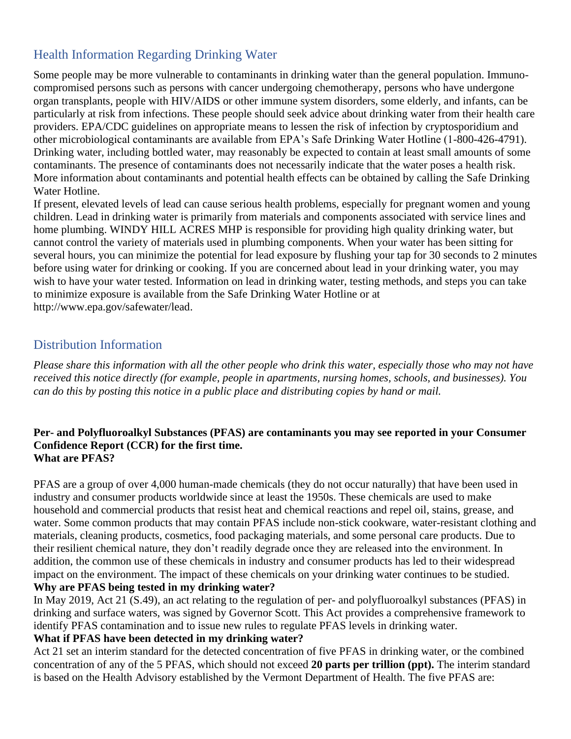## Health Information Regarding Drinking Water

Some people may be more vulnerable to contaminants in drinking water than the general population. Immuno-compromised persons such as persons with cancer undergoing chemotherapy, persons who have undergone organ transplants, people with HIV/AIDS or other immune system disorders, some elderly, and infants, can be particularly at risk from infections. These people should seek advice about drinking water from their health care providers. EPA/CDC guidelines on appropriate means to lessen the risk of infection by cryptosporidium and other microbiological contaminants are available from EPA's Safe Drinking Water Hotline (1-800-426-4791). Drinking water, including bottled water, may reasonably be expected to contain at least small amounts of some contaminants. The presence of contaminants does not necessarily indicate that the water poses a health risk. More information about contaminants and potential health effects can be obtained by calling the Safe Drinking Water Hotline.

If present, elevated levels of lead can cause serious health problems, especially for pregnant women and young children. Lead in drinking water is primarily from materials and components associated with service lines and home plumbing. WINDY HILL ACRES MHP is responsible for providing high quality drinking water, but cannot control the variety of materials used in plumbing components. When your water has been sitting for several hours, you can minimize the potential for lead exposure by flushing your tap for 30 seconds to 2 minutes before using water for drinking or cooking. If you are concerned about lead in your drinking water, you may wish to have your water tested. Information on lead in drinking water, testing methods, and steps you can take to minimize exposure is available from the Safe Drinking Water Hotline or at http://www.epa.gov/safewater/lead.

## Distribution Information

*Please share this information with all the other people who drink this water, especially those who may not have received this notice directly (for example, people in apartments, nursing homes, schools, and businesses). You can do this by posting this notice in a public place and distributing copies by hand or mail.*

**Per- and Polyfluoroalkyl Substances (PFAS) are contaminants you may see reported in your Consumer Confidence Report (CCR) for the first time.**
**What are PFAS?**

PFAS are a group of over 4,000 human-made chemicals (they do not occur naturally) that have been used in industry and consumer products worldwide since at least the 1950s. These chemicals are used to make household and commercial products that resist heat and chemical reactions and repel oil, stains, grease, and water. Some common products that may contain PFAS include non-stick cookware, water-resistant clothing and materials, cleaning products, cosmetics, food packaging materials, and some personal care products. Due to their resilient chemical nature, they don't readily degrade once they are released into the environment. In addition, the common use of these chemicals in industry and consumer products has led to their widespread impact on the environment. The impact of these chemicals on your drinking water continues to be studied.

**Why are PFAS being tested in my drinking water?**

In May 2019, Act 21 (S.49), an act relating to the regulation of per- and polyfluoroalkyl substances (PFAS) in drinking and surface waters, was signed by Governor Scott. This Act provides a comprehensive framework to identify PFAS contamination and to issue new rules to regulate PFAS levels in drinking water.

**What if PFAS have been detected in my drinking water?**

Act 21 set an interim standard for the detected concentration of five PFAS in drinking water, or the combined concentration of any of the 5 PFAS, which should not exceed **20 parts per trillion (ppt).** The interim standard is based on the Health Advisory established by the Vermont Department of Health. The five PFAS are: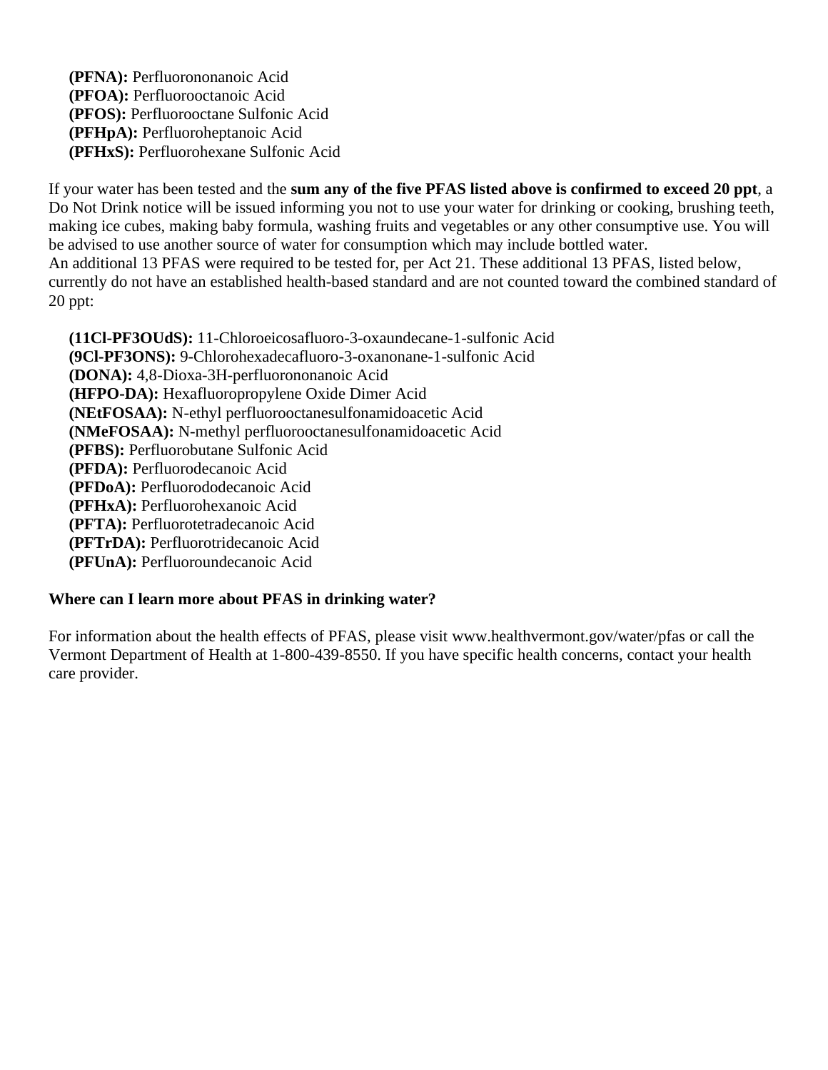**(PFNA):** Perfluorononanoic Acid
**(PFOA):** Perfluorooctanoic Acid
**(PFOS):** Perfluorooctane Sulfonic Acid
**(PFHpA):** Perfluoroheptanoic Acid
**(PFHxS):** Perfluorohexane Sulfonic Acid

If your water has been tested and the **sum any of the five PFAS listed above is confirmed to exceed 20 ppt**, a Do Not Drink notice will be issued informing you not to use your water for drinking or cooking, brushing teeth, making ice cubes, making baby formula, washing fruits and vegetables or any other consumptive use. You will be advised to use another source of water for consumption which may include bottled water.
An additional 13 PFAS were required to be tested for, per Act 21. These additional 13 PFAS, listed below, currently do not have an established health-based standard and are not counted toward the combined standard of 20 ppt:

**(11Cl-PF3OUdS):** 11-Chloroeicosafluoro-3-oxaundecane-1-sulfonic Acid
**(9Cl-PF3ONS):** 9-Chlorohexadecafluoro-3-oxanonane-1-sulfonic Acid
**(DONA):** 4,8-Dioxa-3H-perfluorononanoic Acid
**(HFPO-DA):** Hexafluoropropylene Oxide Dimer Acid
**(NEtFOSAA):** N-ethyl perfluorooctanesulfonamidoacetic Acid
**(NMeFOSAA):** N-methyl perfluorooctanesulfonamidoacetic Acid
**(PFBS):** Perfluorobutane Sulfonic Acid
**(PFDA):** Perfluorodecanoic Acid
**(PFDoA):** Perfluorododecanoic Acid
**(PFHxA):** Perfluorohexanoic Acid
**(PFTA):** Perfluorotetradecanoic Acid
**(PFTrDA):** Perfluorotridecanoic Acid
**(PFUnA):** Perfluoroundecanoic Acid

**Where can I learn more about PFAS in drinking water?**

For information about the health effects of PFAS, please visit www.healthvermont.gov/water/pfas or call the Vermont Department of Health at 1-800-439-8550. If you have specific health concerns, contact your health care provider.